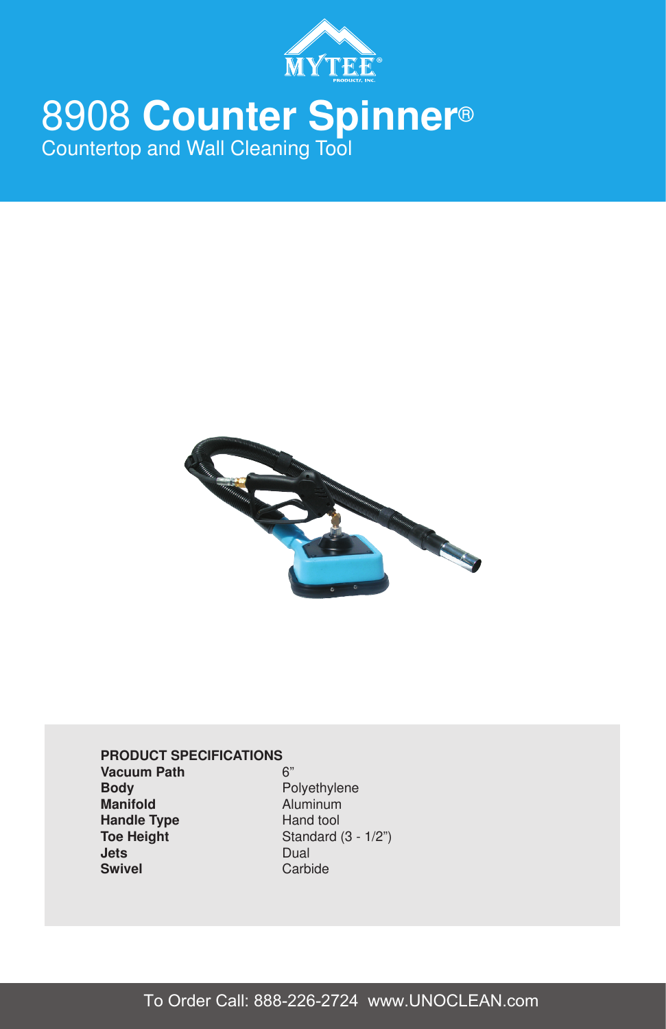MYTEE PRODUCTS, INC.

# 8908 **Counter Spinner**®

Countertop and Wall Cleaning Tool

**PRODUCT SPECIFICATIONS**

| | |
|---|---|
| **Vacuum Path** | 6” |
| **Body** | Polyethylene |
| **Manifold** | Aluminum |
| **Handle Type** | Hand tool |
| **Toe Height** | Standard (3 - 1/2”) |
| **Jets** | Dual |
| **Swivel** | Carbide |

To Order Call: 888-226-2724 www.UNOCLEAN.com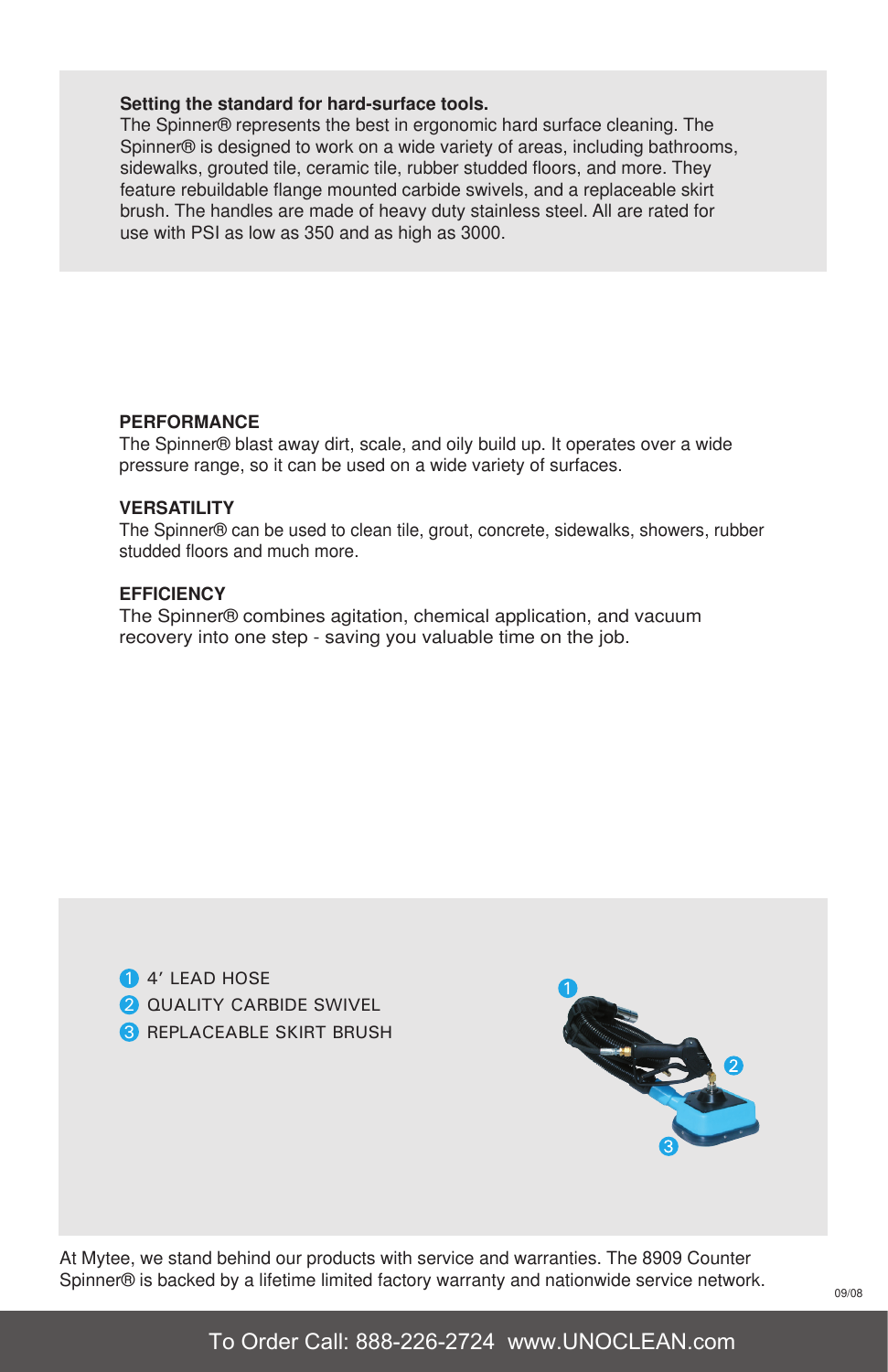**Setting the standard for hard-surface tools.**
The Spinner® represents the best in ergonomic hard surface cleaning. The Spinner® is designed to work on a wide variety of areas, including bathrooms, sidewalks, grouted tile, ceramic tile, rubber studded floors, and more. They feature rebuildable flange mounted carbide swivels, and a replaceable skirt brush. The handles are made of heavy duty stainless steel. All are rated for use with PSI as low as 350 and as high as 3000.

### PERFORMANCE

The Spinner® blast away dirt, scale, and oily build up. It operates over a wide pressure range, so it can be used on a wide variety of surfaces.

### VERSATILITY

The Spinner® can be used to clean tile, grout, concrete, sidewalks, showers, rubber studded floors and much more.

### EFFICIENCY

The Spinner® combines agitation, chemical application, and vacuum recovery into one step - saving you valuable time on the job.

1. 4' LEAD HOSE
2. QUALITY CARBIDE SWIVEL
3. REPLACEABLE SKIRT BRUSH

At Mytee, we stand behind our products with service and warranties. The 8909 Counter Spinner® is backed by a lifetime limited factory warranty and nationwide service network.

09/08

To Order Call: 888-226-2724 www.UNOCLEAN.com